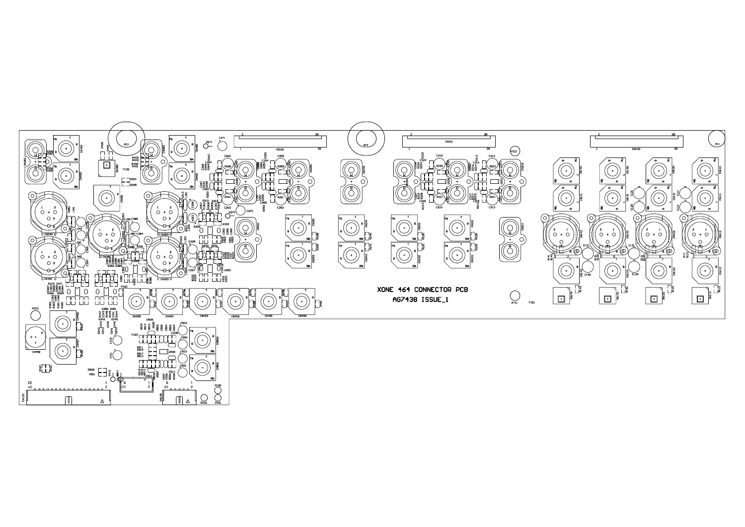XONE 464 CONNECTOR PCB

AG7438 ISSUE_1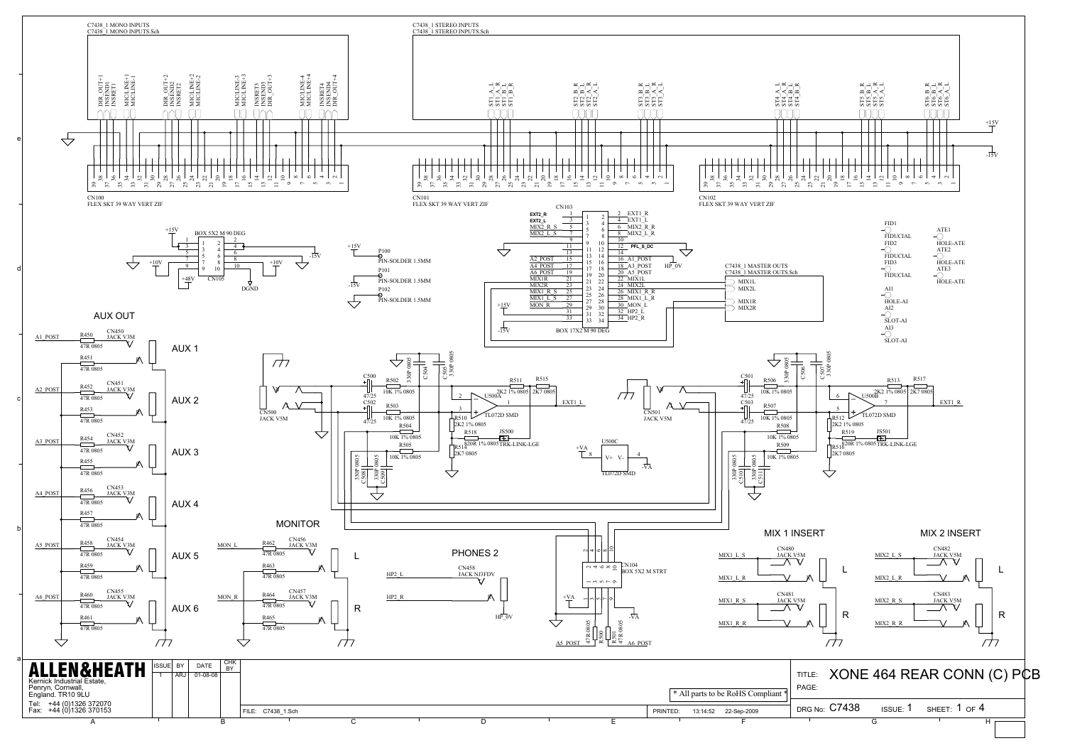# XONE 464 REAR CONN (C) PCB

C7438_1 MONO INPUTS
C7438_1 MONO INPUTS.Sch

C7438_1 STEREO INPUTS
C7438_1 STEREO INPUTS.Sch

CN100 FLEX SKT 39 WAY VERT ZIF

CN101 FLEX SKT 39 WAY VERT ZIF

CN102 FLEX SKT 39 WAY VERT ZIF

CN103 BOX 17X2 M 90 DEG

CN105 BOX 5X2 M 90 DEG

C7438_1 MASTER OUTS
C7438_1 MASTER OUTS.Sch

## AUX OUT

AUX 1

AUX 2

AUX 3

AUX 4

AUX 5

AUX 6

## MONITOR

## PHONES 2

## MIX 1 INSERT

## MIX 2 INSERT

CN104 BOX 5X2 M STRT

U500A TL072D SMD

U500B TL072D SMD

U500C TL072D SMD

JS500 TRK-LINK-LGE

JS501 TRK-LINK-LGE

CN500 JACK V5M

CN501 JACK V5M

CN458 JACK NJ3FDV

| ISSUE | BY | DATE | CHK BY |
|---|---|---|---|
| 1 | ARJ | 01-08-08 | |

**ALLEN&HEATH**
Kernick Industrial Estate,
Penryn, Cornwall,
England. TR10 9LU
Tel: +44 (0)1326 372070
Fax: +44 (0)1326 370153

* All parts to be RoHS Compliant *

FILE: C7438_1.Sch

PRINTED: 13:14:52 22-Sep-2009

TITLE: XONE 464 REAR CONN (C) PCB

PAGE:

DRG No: C7438 ISSUE: 1 SHEET: 1 OF 4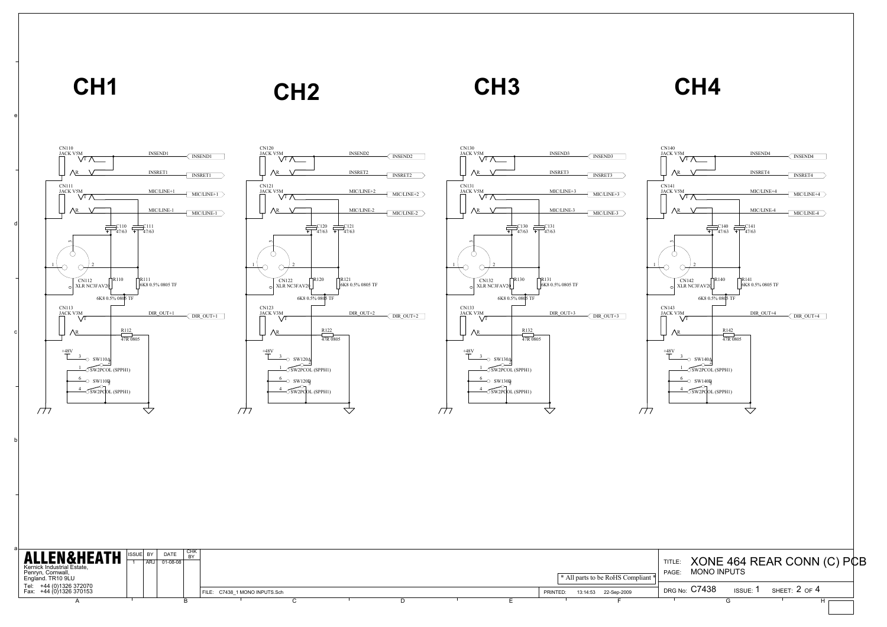# CH1

CN110
JACK V5M
INSEND1
INSRET1

CN111
JACK V5M
MIC/LINE+1
MIC/LINE-1

C110 47/63
C111 47/63

CN112
XLR NC3FAV2
R110 6K8 0.5% 0805 TF
R111 6K8 0.5% 0805 TF

CN113
JACK V3M
DIR_OUT+1
R112 47R 0805

+48V
SW110A SW2PCOL (SPPH1)
SW110B SW2PCOL (SPPH1)

# CH2

CN120
JACK V5M
INSEND2
INSRET2

CN121
JACK V5M
MIC/LINE+2
MIC/LINE-2

C120 47/63
C121 47/63

CN122
XLR NC3FAV2
R120 6K8 0.5% 0805 TF
R121 6K8 0.5% 0805 TF

CN123
JACK V3M
DIR_OUT+2
R122 47R 0805

+48V
SW120A SW2PCOL (SPPH1)
SW120B SW2PCOL (SPPH1)

# CH3

CN130
JACK V5M
INSEND3
INSRET3

CN131
JACK V5M
MIC/LINE+3
MIC/LINE-3

C130 47/63
C131 47/63

CN132
XLR NC3FAV2
R130 6K8 0.5% 0805 TF
R131 6K8 0.5% 0805 TF

CN133
JACK V3M
DIR_OUT+3
R132 47R 0805

+48V
SW130A SW2PCOL (SPPH1)
SW130B SW2PCOL (SPPH1)

# CH4

CN140
JACK V5M
INSEND4
INSRET4

CN141
JACK V5M
MIC/LINE+4
MIC/LINE-4

C140 47/63
C141 47/63

CN142
XLR NC3FAV2
R140 6K8 0.5% 0805 TF
R141 6K8 0.5% 0805 TF

CN143
JACK V3M
DIR_OUT+4
R142 47R 0805

+48V
SW140A SW2PCOL (SPPH1)
SW140B SW2PCOL (SPPH1)

---

**ALLEN&HEATH**
Kernick Industrial Estate,
Penryn, Cornwall,
England. TR10 9LU
Tel: +44 (0)1326 372070
Fax: +44 (0)1326 370153

| ISSUE | BY | DATE | CHK BY |
|---|---|---|---|
| 1 | ARJ | 01-08-08 | |

FILE: C7438_1 MONO INPUTS.Sch

* All parts to be RoHS Compliant *

PRINTED: 13:14:53 22-Sep-2009

TITLE: XONE 464 REAR CONN (C) PCB
PAGE: MONO INPUTS
DRG No: C7438 ISSUE: 1 SHEET: 2 OF 4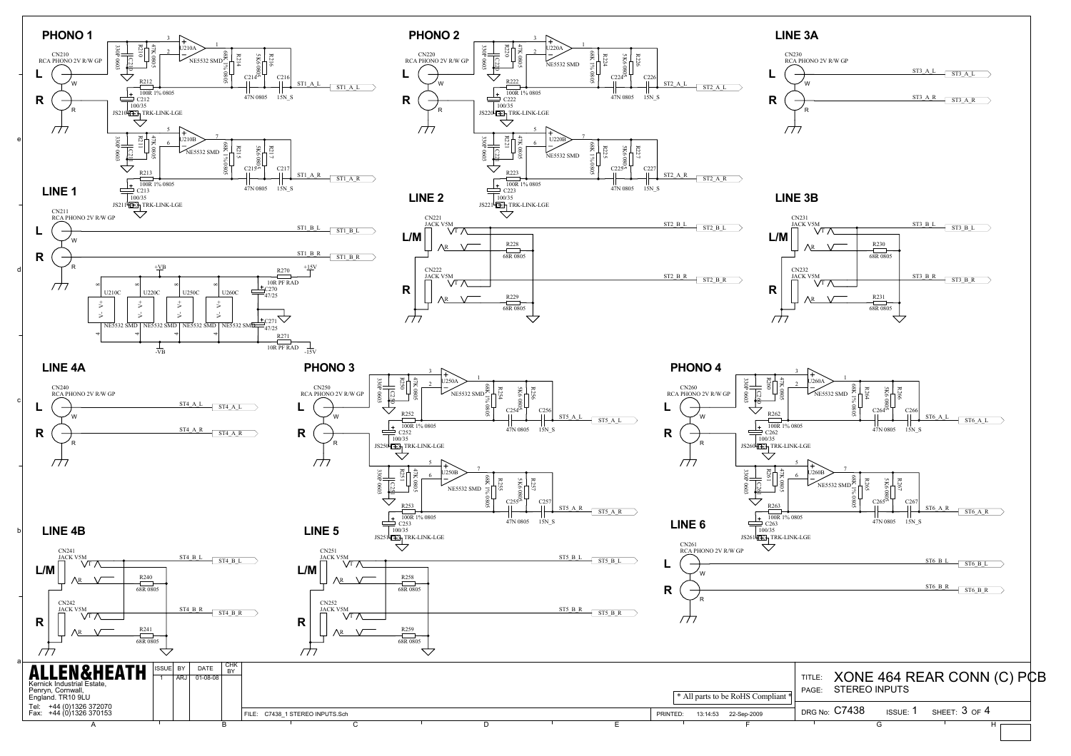## PHONO 1

CN210
RCA PHONO 2V R/W GP

L
R

U210A NE5532 SMD
U210B NE5532 SMD
R210 47K 0805
R211 47K 0805
C210 330P 0603
C211 330P 0603
R212 100R 1% 0805
R213 100R 1% 0805
C212 100/35
C213 100/35
JS210 TRK-LINK-LGE
JS211 TRK-LINK-LGE
R214 68K 1% 0805
R215 68K 1% 0805
R216 5K6 0805
R217 5K6 0805
C214 47N 0805
C215 47N 0805
C216 15N_S
C217 15N_S
ST1_A_L
ST1_A_R

## PHONO 2

CN220
RCA PHONO 2V R/W GP

L
R

U220A NE5532 SMD
U220B NE5532 SMD
R220 47K 0805
R221 47K 0805
C220 330P 0603
C221 330P 0603
R222 100R 1% 0805
R223 100R 1% 0805
C222 100/35
C223 100/35
JS220 TRK-LINK-LGE
JS221 TRK-LINK-LGE
R224 68K 1% 0805
R225 68K 1% 0805
R226 5K6 0805
R227 5K6 0805
C224 47N 0805
C225 47N 0805
C226 15N_S
C227 15N_S
ST2_A_L
ST2_A_R

## LINE 3A

CN230
RCA PHONO 2V R/W GP

L
R

ST3_A_L
ST3_A_R

## LINE 1

CN211
RCA PHONO 2V R/W GP

L
R

ST1_B_L
ST1_B_R

U210C U220C U250C U260C NE5532 SMD
+VB -VB
R270 10R PF RAD +15V
R271 10R PF RAD -15V
C270 47/25
C271 47/25

## LINE 2

CN221 JACK V5M
L/M
R228 68R 0805
CN222 JACK V5M
R
R229 68R 0805
ST2_B_L
ST2_B_R

## LINE 3B

CN231 JACK V5M
L/M
R230 68R 0805
CN232 JACK V5M
R
R231 68R 0805
ST3_B_L
ST3_B_R

## LINE 4A

CN240
RCA PHONO 2V R/W GP

L
R

ST4_A_L
ST4_A_R

## PHONO 3

CN250
RCA PHONO 2V R/W GP

L
R

U250A NE5532 SMD
U250B NE5532 SMD
R250 47K 0805
R251 47K 0805
C250 330P 0603
C251 330P 0603
R252 100R 1% 0805
R253 100R 1% 0805
C252 100/35
C253 100/35
JS250 TRK-LINK-LGE
JS251 TRK-LINK-LGE
R254 68K 1% 0805
R255 68K 1% 0805
R256 5K6 0805
R257 5K6 0805
C254 47N 0805
C255 47N 0805
C256 15N_S
C257 15N_S
ST5_A_L
ST5_A_R

## PHONO 4

CN260
RCA PHONO 2V R/W GP

L
R

U260A NE5532 SMD
U260B NE5532 SMD
R260 47K 0805
R261 47K 0805
C260 330P 0603
C261 330P 0603
R262 100R 1% 0805
R263 100R 1% 0805
C262 100/35
C263 100/35
JS260 TRK-LINK-LGE
JS261 TRK-LINK-LGE
R264 68K 1% 0805
R265 68K 1% 0805
R266 5K6 0805
R267 5K6 0805
C264 47N 0805
C265 47N 0805
C266 15N_S
C267 15N_S
ST6_A_L
ST6_A_R

## LINE 4B

CN241 JACK V5M
L/M
R240 68R 0805
CN242 JACK V5M
R
R241 68R 0805
ST4_B_L
ST4_B_R

## LINE 5

CN251 JACK V5M
L/M
R258 68R 0805
CN252 JACK V5M
R
R259 68R 0805
ST5_B_L
ST5_B_R

## LINE 6

CN261
RCA PHONO 2V R/W GP

L
R

ST6_B_L
ST6_B_R

---

**ALLEN&HEATH**
Kernick Industrial Estate,
Penryn, Cornwall,
England. TR10 9LU
Tel: +44 (0)1326 372070
Fax: +44 (0)1326 370153

| ISSUE | BY | DATE | CHK BY |
|---|---|---|---|
| 1 | ARJ | 01-08-08 | |

\* All parts to be RoHS Compliant \*

FILE: C7438_1 STEREO INPUTS.Sch
PRINTED: 13:14:53 22-Sep-2009

TITLE: XONE 464 REAR CONN (C) PCB
PAGE: STEREO INPUTS
DRG No: C7438 ISSUE: 1 SHEET: 3 OF 4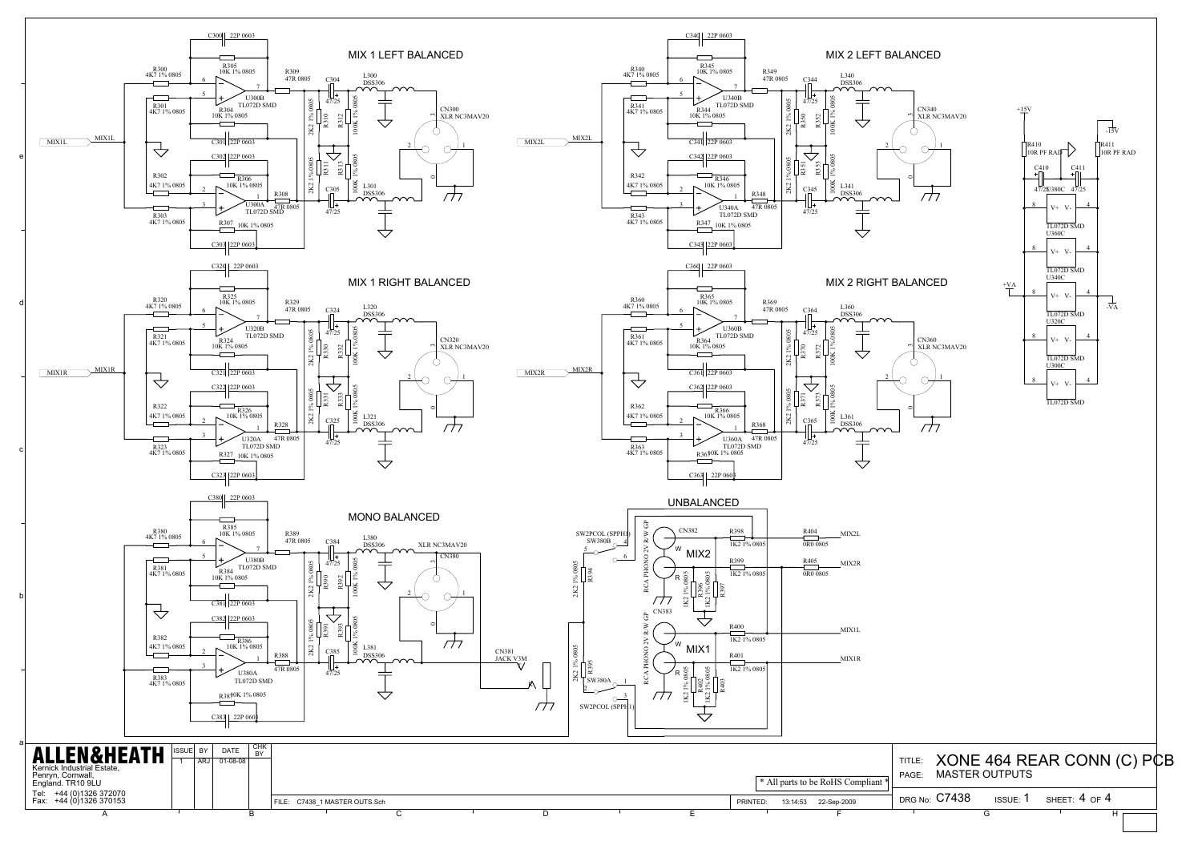## MIX 1 LEFT BALANCED

## MIX 2 LEFT BALANCED

## MIX 1 RIGHT BALANCED

## MIX 2 RIGHT BALANCED

## MONO BALANCED

## UNBALANCED

MIX1L

MIX1R

MIX2L

MIX2R

CN300 XLR NC3MAV20

CN320 XLR NC3MAV20

CN340 XLR NC3MAV20

CN360 XLR NC3MAV20

CN380 XLR NC3MAV20

CN381 JACK V3M

CN382 RCA PHONO 2V R/W GP — MIX2

CN383 RCA PHONO 2V R/W GP — MIX1

SW380A / SW380B SW2PCOL (SPPH1)

U300A/B, U320A/B, U340A/B, U360A/B, U380A/B TL072D SMD

+15V, -15V, +VA, -VA

R410 10R PF RAD, R411 10R PF RAD, C410 47/25, C411 47/25

**ALLEN&HEATH**

Kernick Industrial Estate,
Penryn, Cornwall,
England. TR10 9LU
Tel: +44 (0)1326 372070
Fax: +44 (0)1326 370153

| ISSUE | BY | DATE | CHK BY |
|---|---|---|---|
| 1 | ARJ | 01-08-08 | |

\* All parts to be RoHS Compliant \*

FILE: C7438_1 MASTER OUTS.Sch

PRINTED: 13:14:53 22-Sep-2009

TITLE: XONE 464 REAR CONN (C) PCB

PAGE: MASTER OUTPUTS

DRG No: C7438 ISSUE: 1 SHEET: 4 OF 4